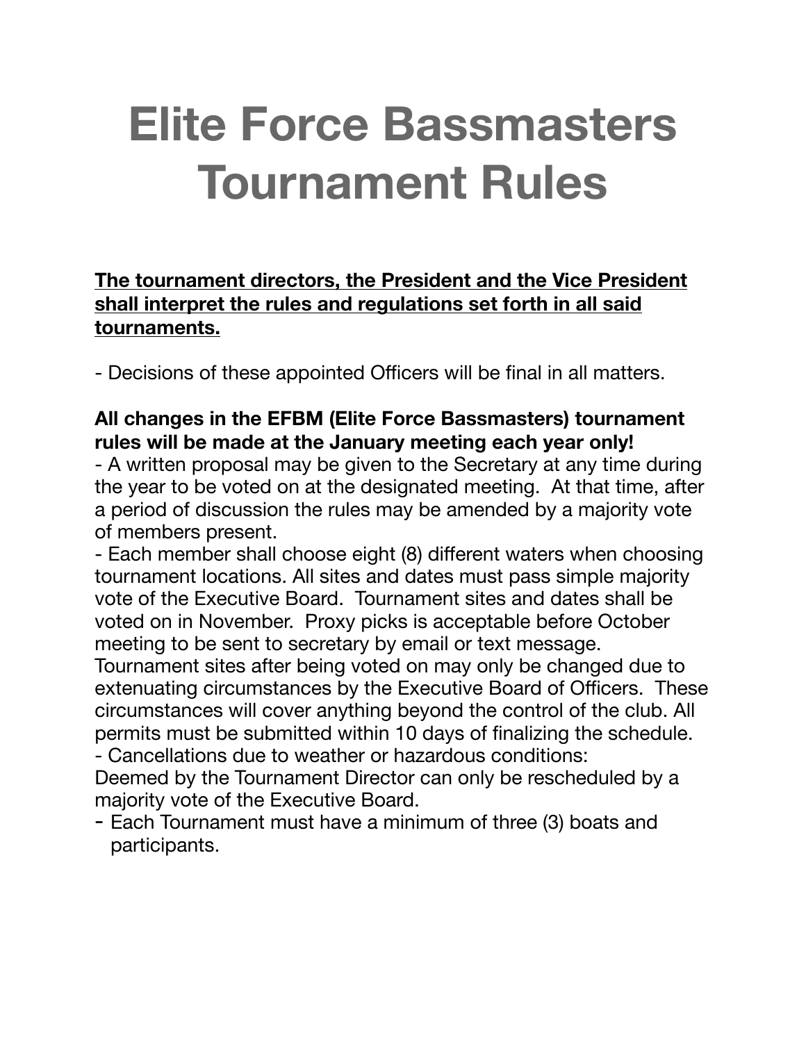# Elite Force Bassmasters Tournament Rules

**<u>The tournament directors, the President and the Vice President shall interpret the rules and regulations set forth in all said tournaments.</u>**

- Decisions of these appointed Officers will be final in all matters.

**All changes in the EFBM (Elite Force Bassmasters) tournament rules will be made at the January meeting each year only!**

- A written proposal may be given to the Secretary at any time during the year to be voted on at the designated meeting. At that time, after a period of discussion the rules may be amended by a majority vote of members present.
- Each member shall choose eight (8) different waters when choosing tournament locations. All sites and dates must pass simple majority vote of the Executive Board. Tournament sites and dates shall be voted on in November. Proxy picks is acceptable before October meeting to be sent to secretary by email or text message. Tournament sites after being voted on may only be changed due to extenuating circumstances by the Executive Board of Officers. These circumstances will cover anything beyond the control of the club. All permits must be submitted within 10 days of finalizing the schedule.
- Cancellations due to weather or hazardous conditions: Deemed by the Tournament Director can only be rescheduled by a majority vote of the Executive Board.
- Each Tournament must have a minimum of three (3) boats and participants.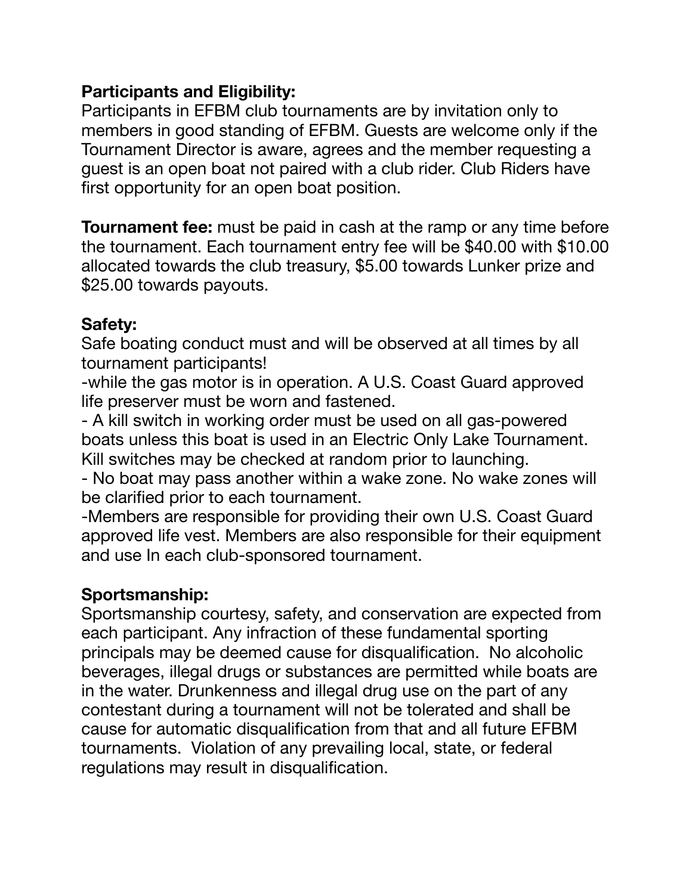**Participants and Eligibility:**
Participants in EFBM club tournaments are by invitation only to members in good standing of EFBM. Guests are welcome only if the Tournament Director is aware, agrees and the member requesting a guest is an open boat not paired with a club rider. Club Riders have first opportunity for an open boat position.

**Tournament fee:** must be paid in cash at the ramp or any time before the tournament. Each tournament entry fee will be $40.00 with $10.00 allocated towards the club treasury, $5.00 towards Lunker prize and $25.00 towards payouts.

**Safety:**
Safe boating conduct must and will be observed at all times by all tournament participants!
-while the gas motor is in operation. A U.S. Coast Guard approved life preserver must be worn and fastened.
- A kill switch in working order must be used on all gas-powered boats unless this boat is used in an Electric Only Lake Tournament. Kill switches may be checked at random prior to launching.
- No boat may pass another within a wake zone. No wake zones will be clarified prior to each tournament.
-Members are responsible for providing their own U.S. Coast Guard approved life vest. Members are also responsible for their equipment and use In each club-sponsored tournament.

**Sportsmanship:**
Sportsmanship courtesy, safety, and conservation are expected from each participant. Any infraction of these fundamental sporting principals may be deemed cause for disqualification. No alcoholic beverages, illegal drugs or substances are permitted while boats are in the water. Drunkenness and illegal drug use on the part of any contestant during a tournament will not be tolerated and shall be cause for automatic disqualification from that and all future EFBM tournaments. Violation of any prevailing local, state, or federal regulations may result in disqualification.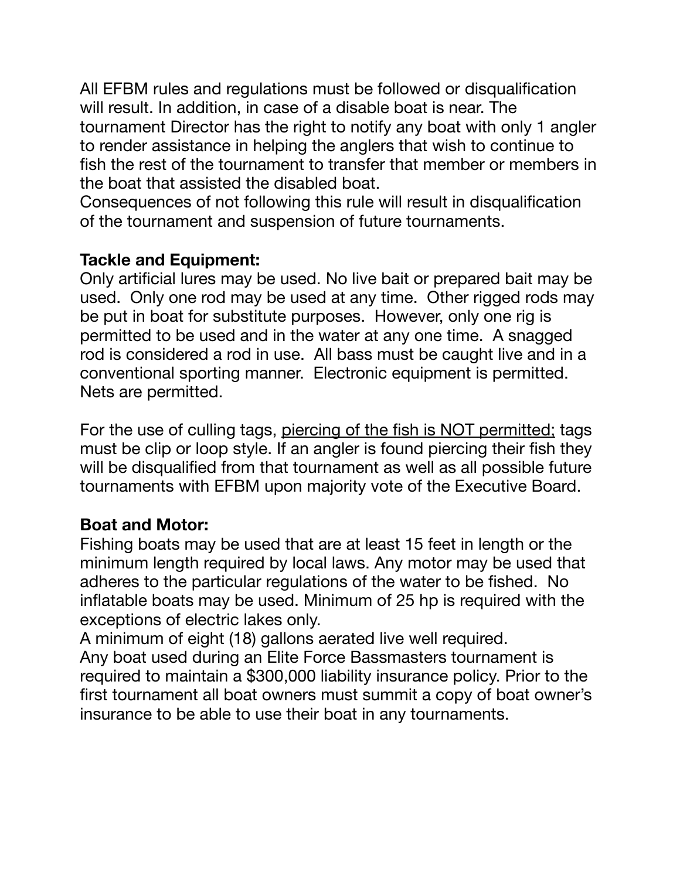All EFBM rules and regulations must be followed or disqualification will result. In addition, in case of a disable boat is near. The tournament Director has the right to notify any boat with only 1 angler to render assistance in helping the anglers that wish to continue to fish the rest of the tournament to transfer that member or members in the boat that assisted the disabled boat.
Consequences of not following this rule will result in disqualification of the tournament and suspension of future tournaments.

**Tackle and Equipment:**
Only artificial lures may be used. No live bait or prepared bait may be used. Only one rod may be used at any time. Other rigged rods may be put in boat for substitute purposes. However, only one rig is permitted to be used and in the water at any one time. A snagged rod is considered a rod in use. All bass must be caught live and in a conventional sporting manner. Electronic equipment is permitted. Nets are permitted.

For the use of culling tags, <u>piercing of the fish is NOT permitted;</u> tags must be clip or loop style. If an angler is found piercing their fish they will be disqualified from that tournament as well as all possible future tournaments with EFBM upon majority vote of the Executive Board.

**Boat and Motor:**
Fishing boats may be used that are at least 15 feet in length or the minimum length required by local laws. Any motor may be used that adheres to the particular regulations of the water to be fished. No inflatable boats may be used. Minimum of 25 hp is required with the exceptions of electric lakes only.
A minimum of eight (18) gallons aerated live well required.
Any boat used during an Elite Force Bassmasters tournament is required to maintain a $300,000 liability insurance policy. Prior to the first tournament all boat owners must summit a copy of boat owner's insurance to be able to use their boat in any tournaments.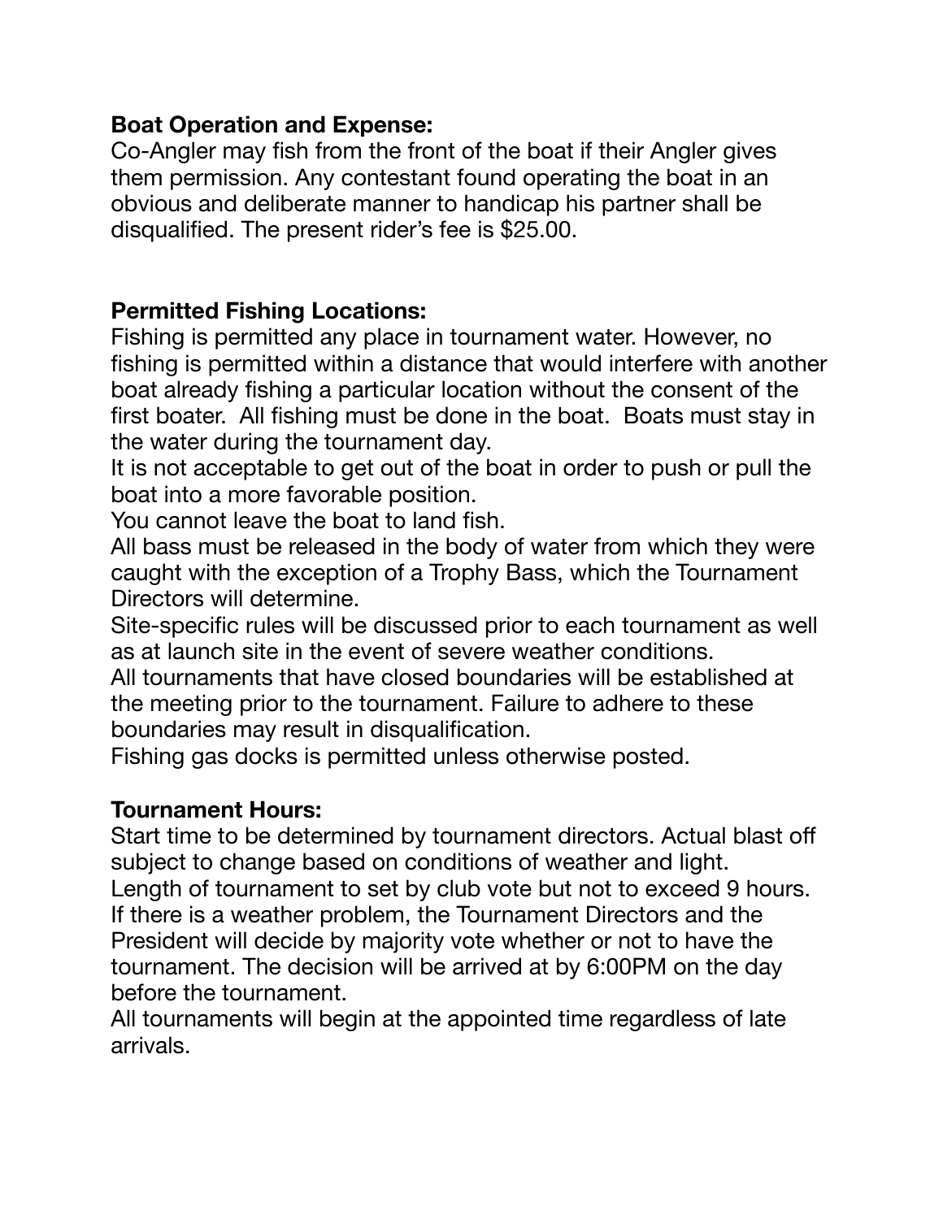**Boat Operation and Expense:**
Co-Angler may fish from the front of the boat if their Angler gives them permission. Any contestant found operating the boat in an obvious and deliberate manner to handicap his partner shall be disqualified. The present rider's fee is $25.00.

**Permitted Fishing Locations:**
Fishing is permitted any place in tournament water. However, no fishing is permitted within a distance that would interfere with another boat already fishing a particular location without the consent of the first boater. All fishing must be done in the boat. Boats must stay in the water during the tournament day.
It is not acceptable to get out of the boat in order to push or pull the boat into a more favorable position.
You cannot leave the boat to land fish.
All bass must be released in the body of water from which they were caught with the exception of a Trophy Bass, which the Tournament Directors will determine.
Site-specific rules will be discussed prior to each tournament as well as at launch site in the event of severe weather conditions.
All tournaments that have closed boundaries will be established at the meeting prior to the tournament. Failure to adhere to these boundaries may result in disqualification.
Fishing gas docks is permitted unless otherwise posted.

**Tournament Hours:**
Start time to be determined by tournament directors. Actual blast off subject to change based on conditions of weather and light.
Length of tournament to set by club vote but not to exceed 9 hours.
If there is a weather problem, the Tournament Directors and the President will decide by majority vote whether or not to have the tournament. The decision will be arrived at by 6:00PM on the day before the tournament.
All tournaments will begin at the appointed time regardless of late arrivals.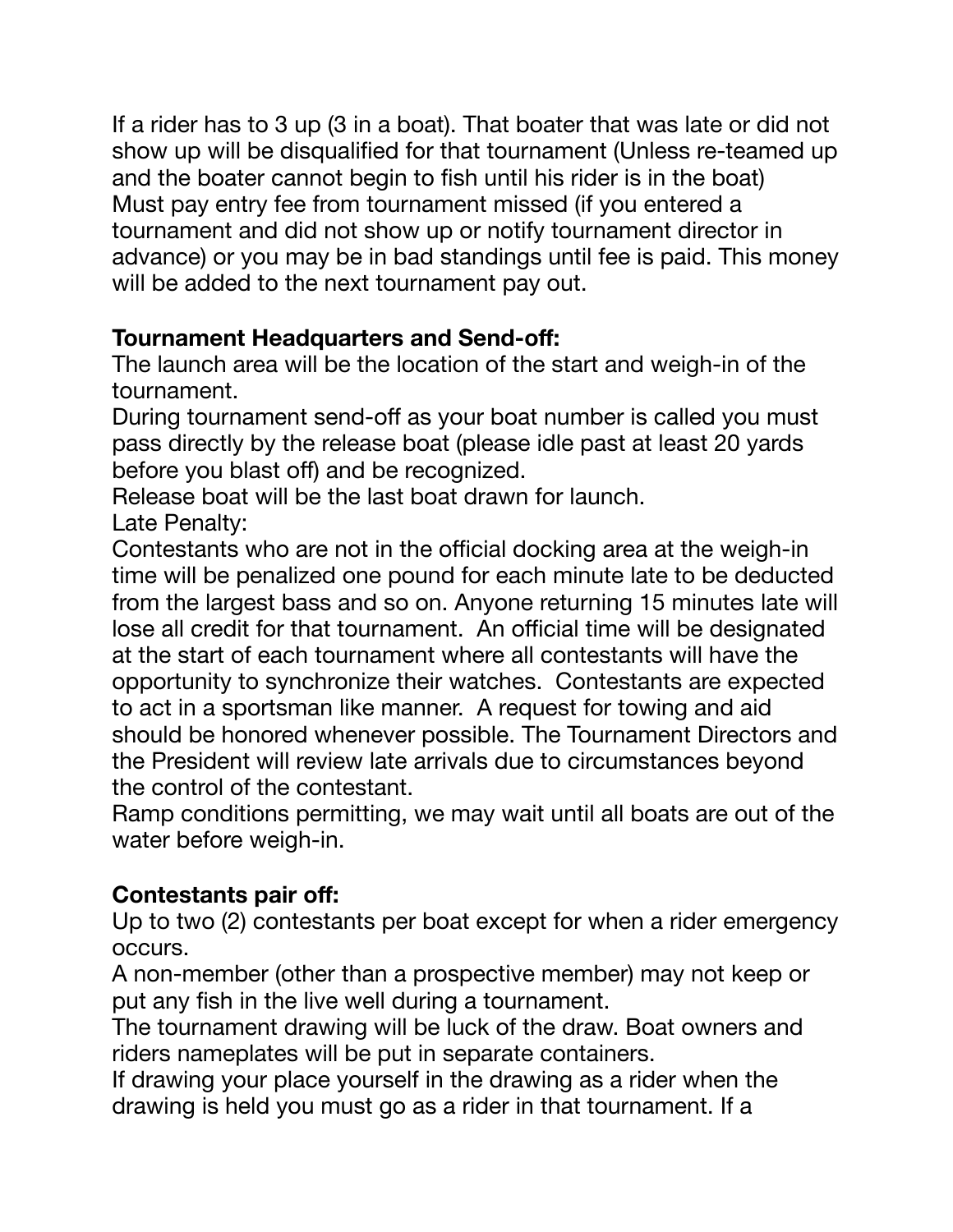If a rider has to 3 up (3 in a boat). That boater that was late or did not show up will be disqualified for that tournament (Unless re-teamed up and the boater cannot begin to fish until his rider is in the boat)
Must pay entry fee from tournament missed (if you entered a tournament and did not show up or notify tournament director in advance) or you may be in bad standings until fee is paid. This money will be added to the next tournament pay out.

**Tournament Headquarters and Send-off:**
The launch area will be the location of the start and weigh-in of the tournament.
During tournament send-off as your boat number is called you must pass directly by the release boat (please idle past at least 20 yards before you blast off) and be recognized.
Release boat will be the last boat drawn for launch.
Late Penalty:
Contestants who are not in the official docking area at the weigh-in time will be penalized one pound for each minute late to be deducted from the largest bass and so on. Anyone returning 15 minutes late will lose all credit for that tournament. An official time will be designated at the start of each tournament where all contestants will have the opportunity to synchronize their watches. Contestants are expected to act in a sportsman like manner. A request for towing and aid should be honored whenever possible. The Tournament Directors and the President will review late arrivals due to circumstances beyond the control of the contestant.
Ramp conditions permitting, we may wait until all boats are out of the water before weigh-in.

**Contestants pair off:**
Up to two (2) contestants per boat except for when a rider emergency occurs.
A non-member (other than a prospective member) may not keep or put any fish in the live well during a tournament.
The tournament drawing will be luck of the draw. Boat owners and riders nameplates will be put in separate containers.
If drawing your place yourself in the drawing as a rider when the drawing is held you must go as a rider in that tournament. If a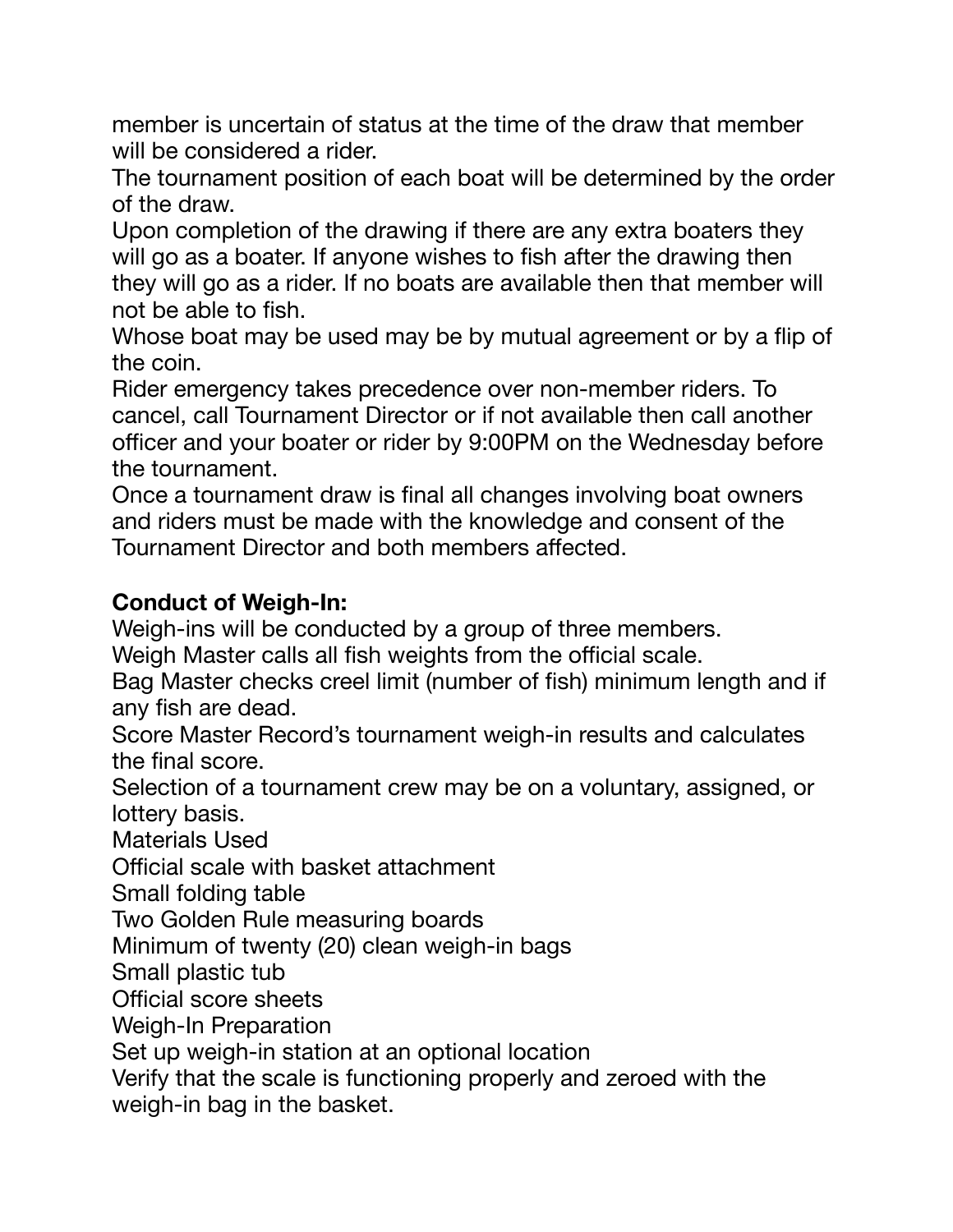member is uncertain of status at the time of the draw that member will be considered a rider.

The tournament position of each boat will be determined by the order of the draw.

Upon completion of the drawing if there are any extra boaters they will go as a boater. If anyone wishes to fish after the drawing then they will go as a rider. If no boats are available then that member will not be able to fish.

Whose boat may be used may be by mutual agreement or by a flip of the coin.

Rider emergency takes precedence over non-member riders. To cancel, call Tournament Director or if not available then call another officer and your boater or rider by 9:00PM on the Wednesday before the tournament.

Once a tournament draw is final all changes involving boat owners and riders must be made with the knowledge and consent of the Tournament Director and both members affected.

**Conduct of Weigh-In:**

Weigh-ins will be conducted by a group of three members.

Weigh Master calls all fish weights from the official scale.

Bag Master checks creel limit (number of fish) minimum length and if any fish are dead.

Score Master Record's tournament weigh-in results and calculates the final score.

Selection of a tournament crew may be on a voluntary, assigned, or lottery basis.

Materials Used

Official scale with basket attachment

Small folding table

Two Golden Rule measuring boards

Minimum of twenty (20) clean weigh-in bags

Small plastic tub

Official score sheets

Weigh-In Preparation

Set up weigh-in station at an optional location

Verify that the scale is functioning properly and zeroed with the weigh-in bag in the basket.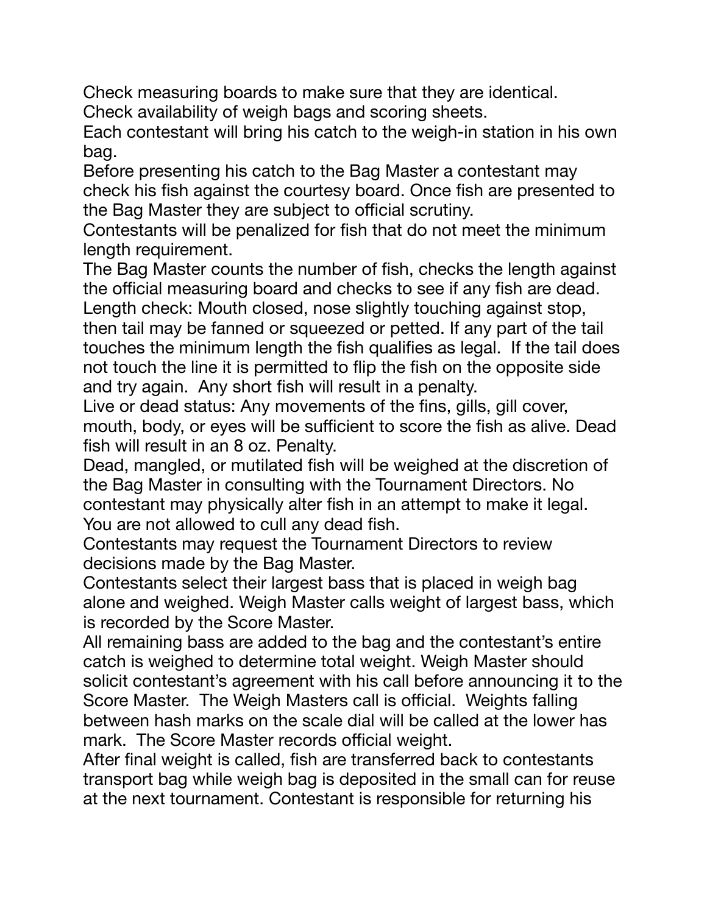Check measuring boards to make sure that they are identical.
Check availability of weigh bags and scoring sheets.
Each contestant will bring his catch to the weigh-in station in his own bag.
Before presenting his catch to the Bag Master a contestant may check his fish against the courtesy board. Once fish are presented to the Bag Master they are subject to official scrutiny.
Contestants will be penalized for fish that do not meet the minimum length requirement.
The Bag Master counts the number of fish, checks the length against the official measuring board and checks to see if any fish are dead.
Length check: Mouth closed, nose slightly touching against stop, then tail may be fanned or squeezed or petted. If any part of the tail touches the minimum length the fish qualifies as legal. If the tail does not touch the line it is permitted to flip the fish on the opposite side and try again. Any short fish will result in a penalty.
Live or dead status: Any movements of the fins, gills, gill cover, mouth, body, or eyes will be sufficient to score the fish as alive. Dead fish will result in an 8 oz. Penalty.
Dead, mangled, or mutilated fish will be weighed at the discretion of the Bag Master in consulting with the Tournament Directors. No contestant may physically alter fish in an attempt to make it legal. You are not allowed to cull any dead fish.
Contestants may request the Tournament Directors to review decisions made by the Bag Master.
Contestants select their largest bass that is placed in weigh bag alone and weighed. Weigh Master calls weight of largest bass, which is recorded by the Score Master.
All remaining bass are added to the bag and the contestant's entire catch is weighed to determine total weight. Weigh Master should solicit contestant's agreement with his call before announcing it to the Score Master. The Weigh Masters call is official. Weights falling between hash marks on the scale dial will be called at the lower has mark. The Score Master records official weight.
After final weight is called, fish are transferred back to contestants transport bag while weigh bag is deposited in the small can for reuse at the next tournament. Contestant is responsible for returning his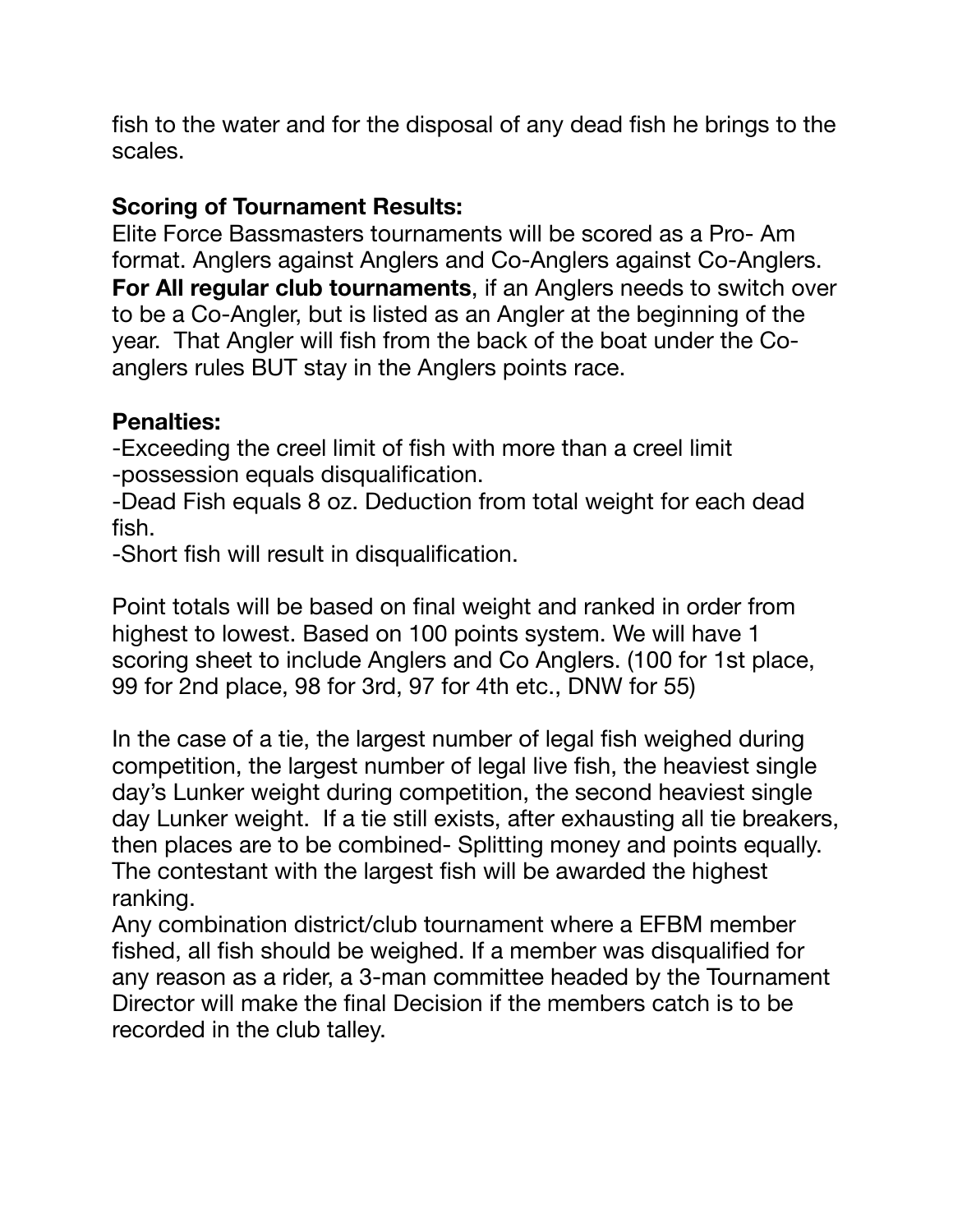fish to the water and for the disposal of any dead fish he brings to the scales.

**Scoring of Tournament Results:**
Elite Force Bassmasters tournaments will be scored as a Pro- Am format. Anglers against Anglers and Co-Anglers against Co-Anglers. **For All regular club tournaments**, if an Anglers needs to switch over to be a Co-Angler, but is listed as an Angler at the beginning of the year. That Angler will fish from the back of the boat under the Co-anglers rules BUT stay in the Anglers points race.

**Penalties:**
-Exceeding the creel limit of fish with more than a creel limit
-possession equals disqualification.
-Dead Fish equals 8 oz. Deduction from total weight for each dead fish.
-Short fish will result in disqualification.

Point totals will be based on final weight and ranked in order from highest to lowest. Based on 100 points system. We will have 1 scoring sheet to include Anglers and Co Anglers. (100 for 1st place, 99 for 2nd place, 98 for 3rd, 97 for 4th etc., DNW for 55)

In the case of a tie, the largest number of legal fish weighed during competition, the largest number of legal live fish, the heaviest single day's Lunker weight during competition, the second heaviest single day Lunker weight. If a tie still exists, after exhausting all tie breakers, then places are to be combined- Splitting money and points equally. The contestant with the largest fish will be awarded the highest ranking.
Any combination district/club tournament where a EFBM member fished, all fish should be weighed. If a member was disqualified for any reason as a rider, a 3-man committee headed by the Tournament Director will make the final Decision if the members catch is to be recorded in the club talley.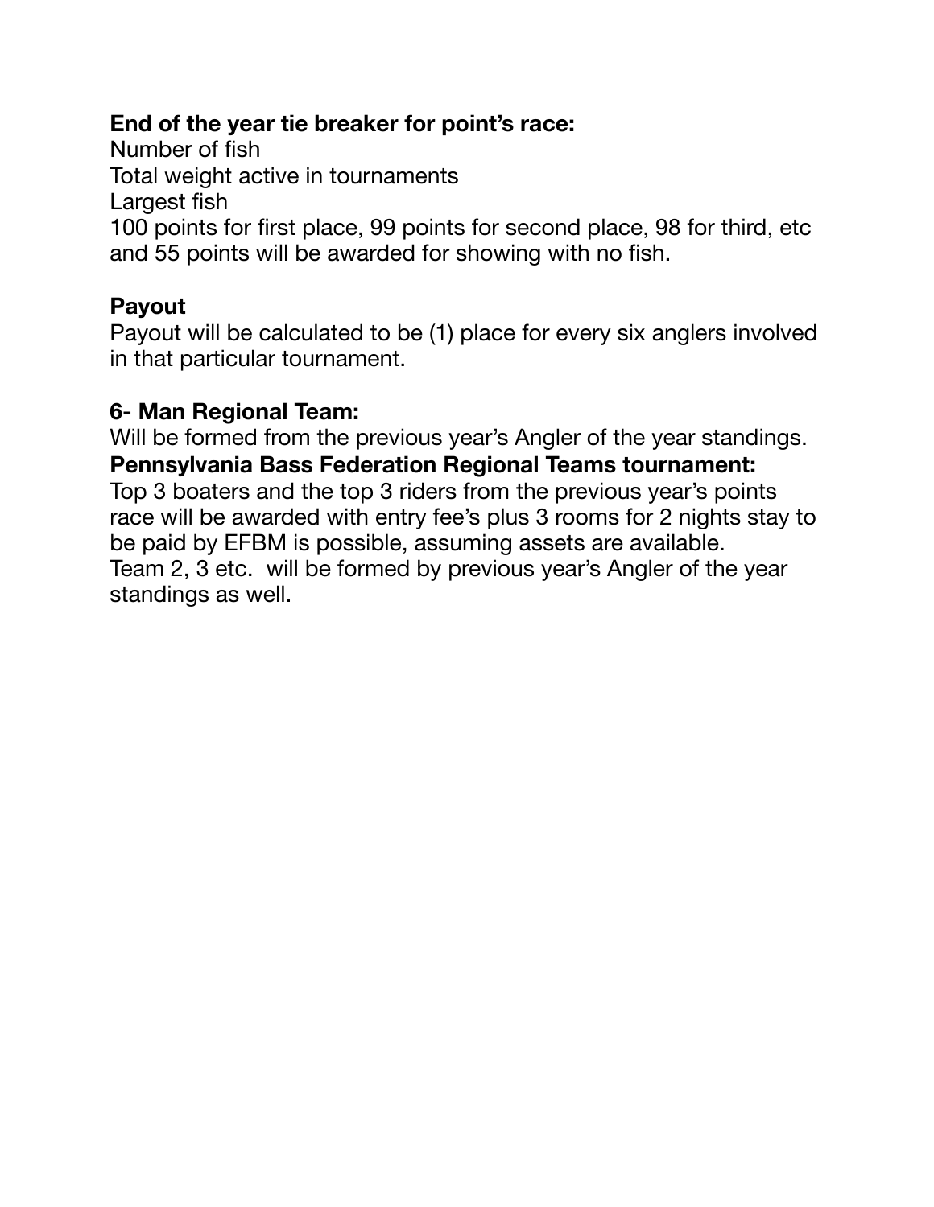**End of the year tie breaker for point's race:**
Number of fish
Total weight active in tournaments
Largest fish
100 points for first place, 99 points for second place, 98 for third, etc and 55 points will be awarded for showing with no fish.

**Payout**
Payout will be calculated to be (1) place for every six anglers involved in that particular tournament.

**6- Man Regional Team:**
Will be formed from the previous year's Angler of the year standings.
**Pennsylvania Bass Federation Regional Teams tournament:**
Top 3 boaters and the top 3 riders from the previous year's points race will be awarded with entry fee's plus 3 rooms for 2 nights stay to be paid by EFBM is possible, assuming assets are available.
Team 2, 3 etc.  will be formed by previous year's Angler of the year standings as well.